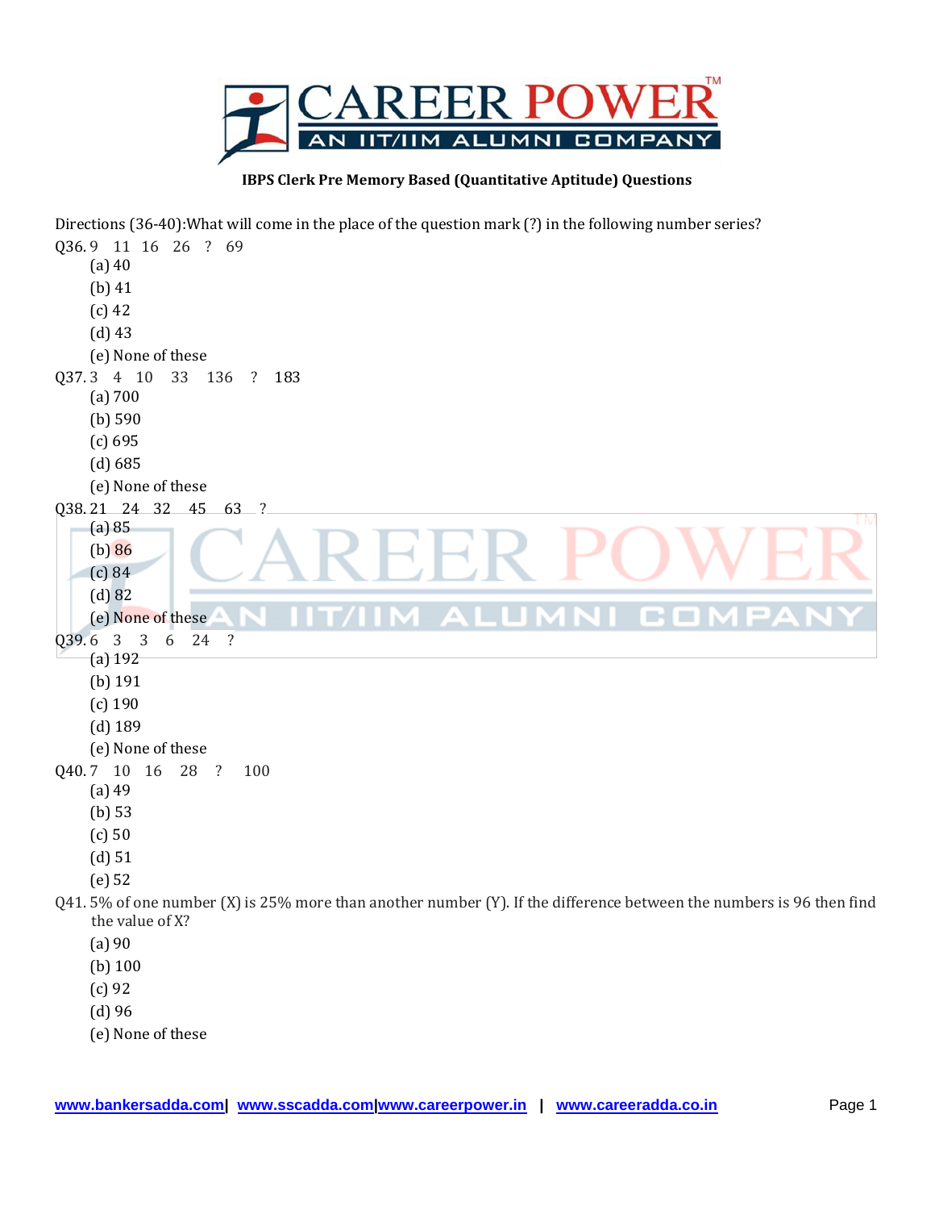**IBPS Clerk Pre Memory Based (Quantitative Aptitude) Questions**

Directions (36-40):What will come in the place of the question mark (?) in the following number series?

Q36. 9 11 16 26 ? 69

(a) 40

(b) 41

(c) 42

(d) 43

(e) None of these

Q37. 3 4 10 33 136 ? 183

(a) 700

(b) 590

(c) 695

(d) 685

(e) None of these

Q38. 21 24 32 45 63 ?

(a) 85

(b) 86

(c) 84

(d) 82

(e) None of these

Q39. 6 3 3 6 24 ?

(a) 192

(b) 191

(c) 190

(d) 189

(e) None of these

Q40. 7 10 16 28 ? 100

(a) 49

(b) 53

(c) 50

(d) 51

(e) 52

Q41. 5% of one number (X) is 25% more than another number (Y). If the difference between the numbers is 96 then find the value of X?

(a) 90

(b) 100

(c) 92

(d) 96

(e) None of these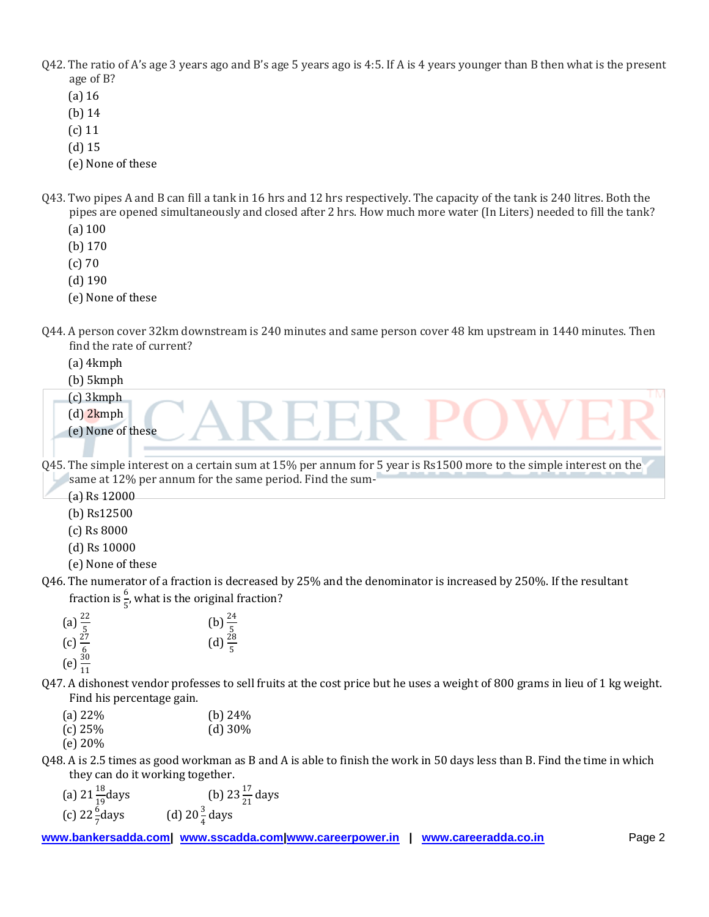Q42. The ratio of A's age 3 years ago and B's age 5 years ago is 4:5. If A is 4 years younger than B then what is the present age of B?

(a) 16
(b) 14
(c) 11
(d) 15
(e) None of these

Q43. Two pipes A and B can fill a tank in 16 hrs and 12 hrs respectively. The capacity of the tank is 240 litres. Both the pipes are opened simultaneously and closed after 2 hrs. How much more water (In Liters) needed to fill the tank?

(a) 100
(b) 170
(c) 70
(d) 190
(e) None of these

Q44. A person cover 32km downstream is 240 minutes and same person cover 48 km upstream in 1440 minutes. Then find the rate of current?

(a) 4kmph
(b) 5kmph
(c) 3kmph
(d) 2kmph
(e) None of these

Q45. The simple interest on a certain sum at 15% per annum for 5 year is Rs1500 more to the simple interest on the same at 12% per annum for the same period. Find the sum-

(a) Rs 12000
(b) Rs12500
(c) Rs 8000
(d) Rs 10000
(e) None of these

Q46. The numerator of a fraction is decreased by 25% and the denominator is increased by 250%. If the resultant fraction is $\frac{6}{5}$, what is the original fraction?

(a) $\frac{22}{5}$
(b) $\frac{24}{5}$
(c) $\frac{27}{6}$
(d) $\frac{28}{5}$
(e) $\frac{30}{11}$

Q47. A dishonest vendor professes to sell fruits at the cost price but he uses a weight of 800 grams in lieu of 1 kg weight. Find his percentage gain.

(a) 22%
(b) 24%
(c) 25%
(d) 30%
(e) 20%

Q48. A is 2.5 times as good workman as B and A is able to finish the work in 50 days less than B. Find the time in which they can do it working together.

(a) $21\frac{18}{19}$days
(b) $23\frac{17}{21}$ days
(c) $22\frac{6}{7}$days
(d) $20\frac{3}{4}$ days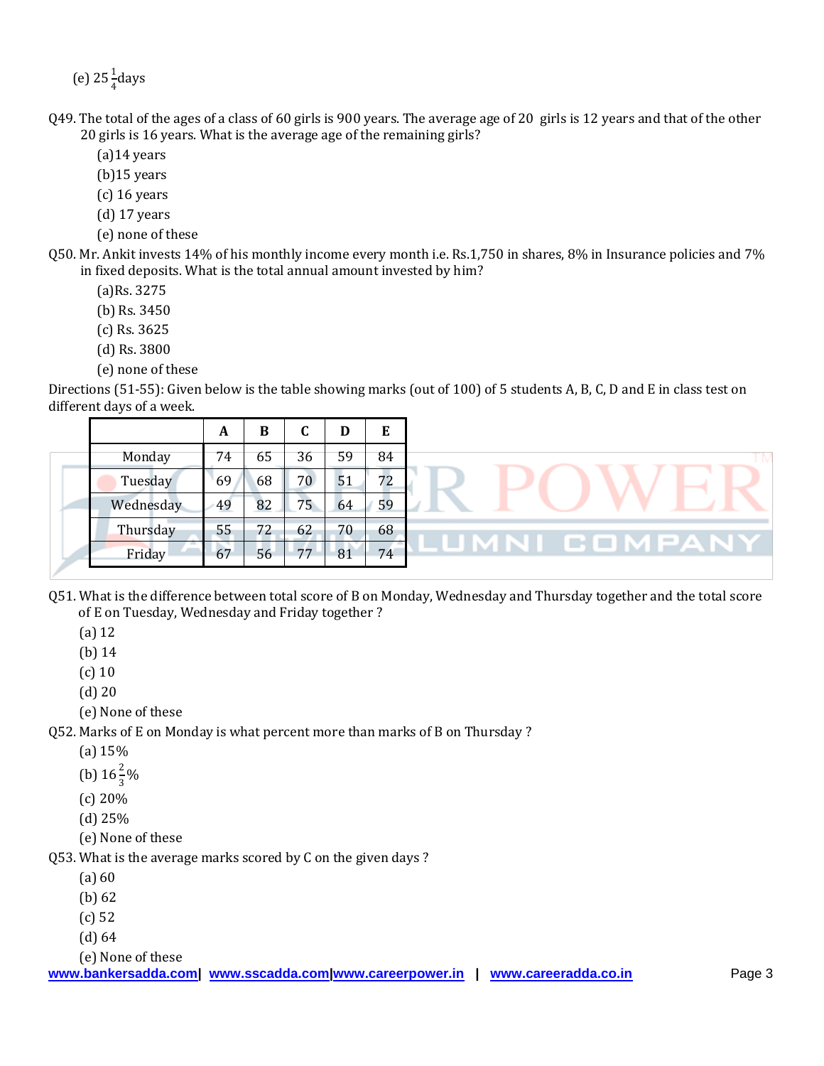(e) $25\frac{1}{4}$days

Q49. The total of the ages of a class of 60 girls is 900 years. The average age of 20 girls is 12 years and that of the other 20 girls is 16 years. What is the average age of the remaining girls?

(a)14 years

(b)15 years

(c) 16 years

(d) 17 years

(e) none of these

Q50. Mr. Ankit invests 14% of his monthly income every month i.e. Rs.1,750 in shares, 8% in Insurance policies and 7% in fixed deposits. What is the total annual amount invested by him?

(a)Rs. 3275

(b) Rs. 3450

(c) Rs. 3625

(d) Rs. 3800

(e) none of these

Directions (51-55): Given below is the table showing marks (out of 100) of 5 students A, B, C, D and E in class test on different days of a week.

| | A | B | C | D | E |
|---|---|---|---|---|---|
| Monday | 74 | 65 | 36 | 59 | 84 |
| Tuesday | 69 | 68 | 70 | 51 | 72 |
| Wednesday | 49 | 82 | 75 | 64 | 59 |
| Thursday | 55 | 72 | 62 | 70 | 68 |
| Friday | 67 | 56 | 77 | 81 | 74 |

Q51. What is the difference between total score of B on Monday, Wednesday and Thursday together and the total score of E on Tuesday, Wednesday and Friday together ?

(a) 12

(b) 14

(c) 10

(d) 20

(e) None of these

Q52. Marks of E on Monday is what percent more than marks of B on Thursday ?

(a) 15%

(b) $16\frac{2}{3}$%

(c) 20%

(d) 25%

(e) None of these

Q53. What is the average marks scored by C on the given days ?

(a) 60

(b) 62

(c) 52

(d) 64

(e) None of these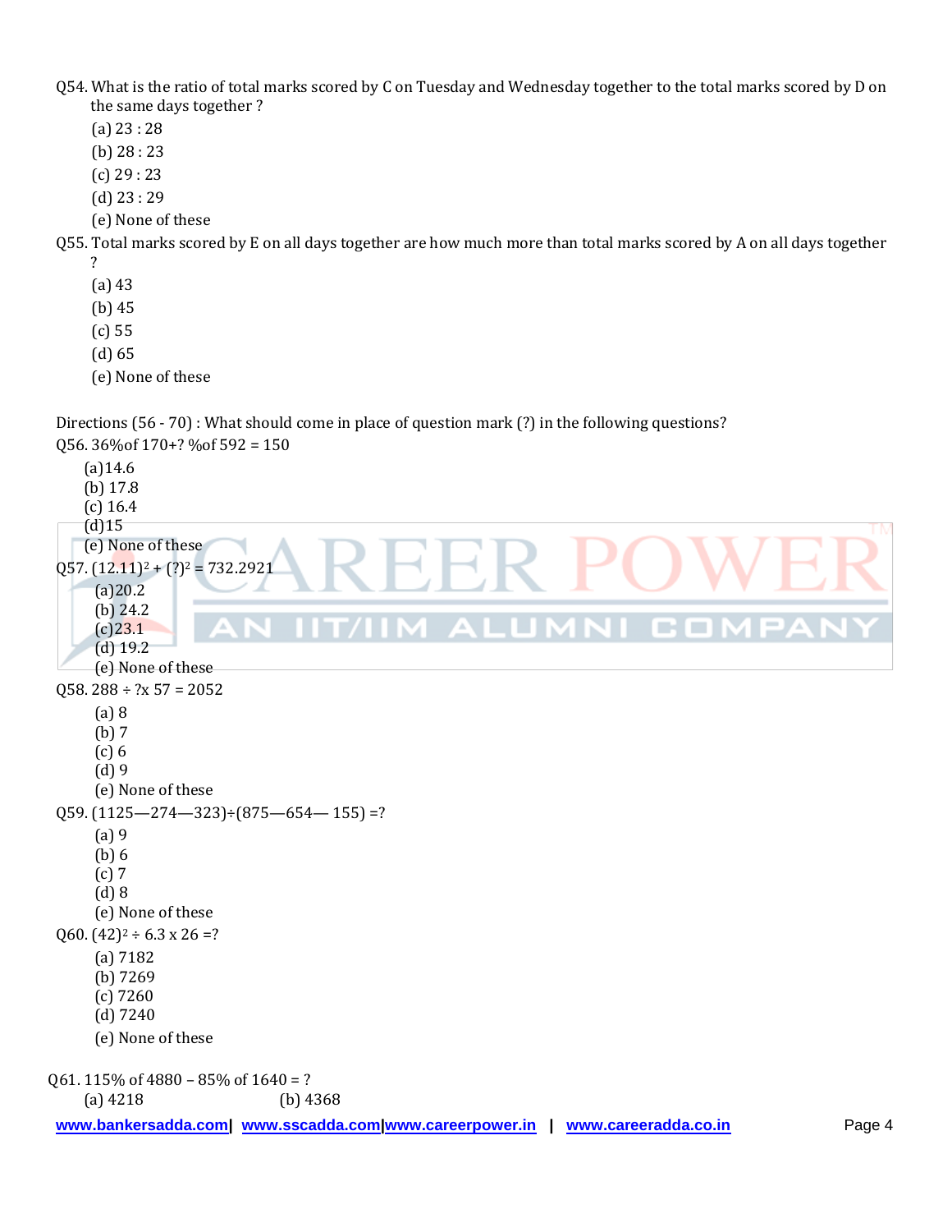Q54. What is the ratio of total marks scored by C on Tuesday and Wednesday together to the total marks scored by D on the same days together ?

(a) 23 : 28
(b) 28 : 23
(c) 29 : 23
(d) 23 : 29
(e) None of these

Q55. Total marks scored by E on all days together are how much more than total marks scored by A on all days together ?

(a) 43
(b) 45
(c) 55
(d) 65
(e) None of these

Directions (56 - 70) : What should come in place of question mark (?) in the following questions?

Q56. 36%of 170+? %of 592 = 150

(a)14.6
(b) 17.8
(c) 16.4
(d)15
(e) None of these

Q57. $(12.11)^2 + (?)^2 = 732.2921$

(a)20.2
(b) 24.2
(c)23.1
(d) 19.2
(e) None of these

Q58. 288 ÷ ?x 57 = 2052

(a) 8
(b) 7
(c) 6
(d) 9
(e) None of these

Q59. (1125—274—323)÷(875—654— 155) =?

(a) 9
(b) 6
(c) 7
(d) 8
(e) None of these

Q60. $(42)^2 \div 6.3 \times 26$ =?

(a) 7182
(b) 7269
(c) 7260
(d) 7240
(e) None of these

Q61. 115% of 4880 – 85% of 1640 = ?

(a) 4218 (b) 4368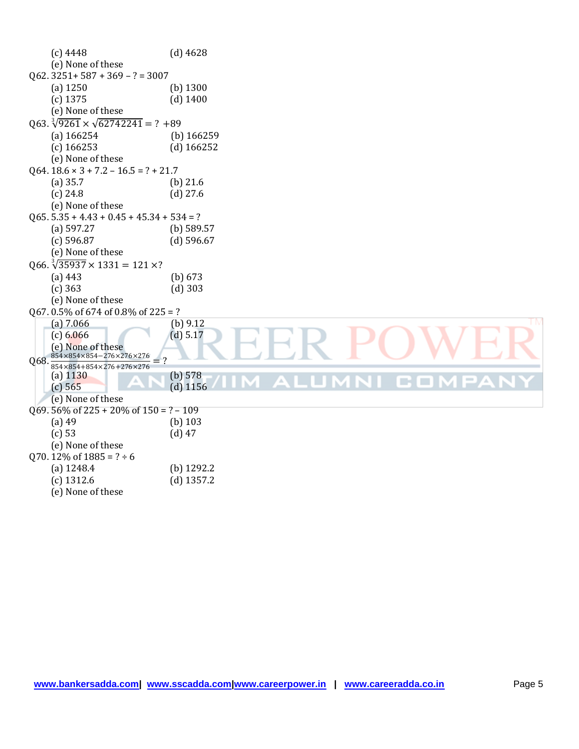(c) 4448 (d) 4628

(e) None of these

Q62. 3251+ 587 + 369 – ? = 3007

(a) 1250 (b) 1300

(c) 1375 (d) 1400

(e) None of these

Q63. $\sqrt[3]{9261} \times \sqrt{62742241} = ? + 89$

(a) 166254 (b) 166259

(c) 166253 (d) 166252

(e) None of these

Q64. 18.6 × 3 + 7.2 – 16.5 = ? + 21.7

(a) 35.7 (b) 21.6

(c) 24.8 (d) 27.6

(e) None of these

Q65. 5.35 + 4.43 + 0.45 + 45.34 + 534 = ?

(a) 597.27 (b) 589.57

(c) 596.87 (d) 596.67

(e) None of these

Q66. $\sqrt[3]{35937} \times 1331 = 121 \times ?$

(a) 443 (b) 673

(c) 363 (d) 303

(e) None of these

Q67. 0.5% of 674 of 0.8% of 225 = ?

(a) 7.066 (b) 9.12

(c) 6.066 (d) 5.17

(e) None of these

Q68. $\frac{854\times854\times854-276\times276\times276}{854\times854+854\times276+276\times276} = ?$

(a) 1130 (b) 578

(c) 565 (d) 1156

(e) None of these

Q69. 56% of 225 + 20% of 150 = ? – 109

(a) 49 (b) 103

(c) 53 (d) 47

(e) None of these

Q70. 12% of 1885 = ? ÷ 6

(a) 1248.4 (b) 1292.2

(c) 1312.6 (d) 1357.2

(e) None of these